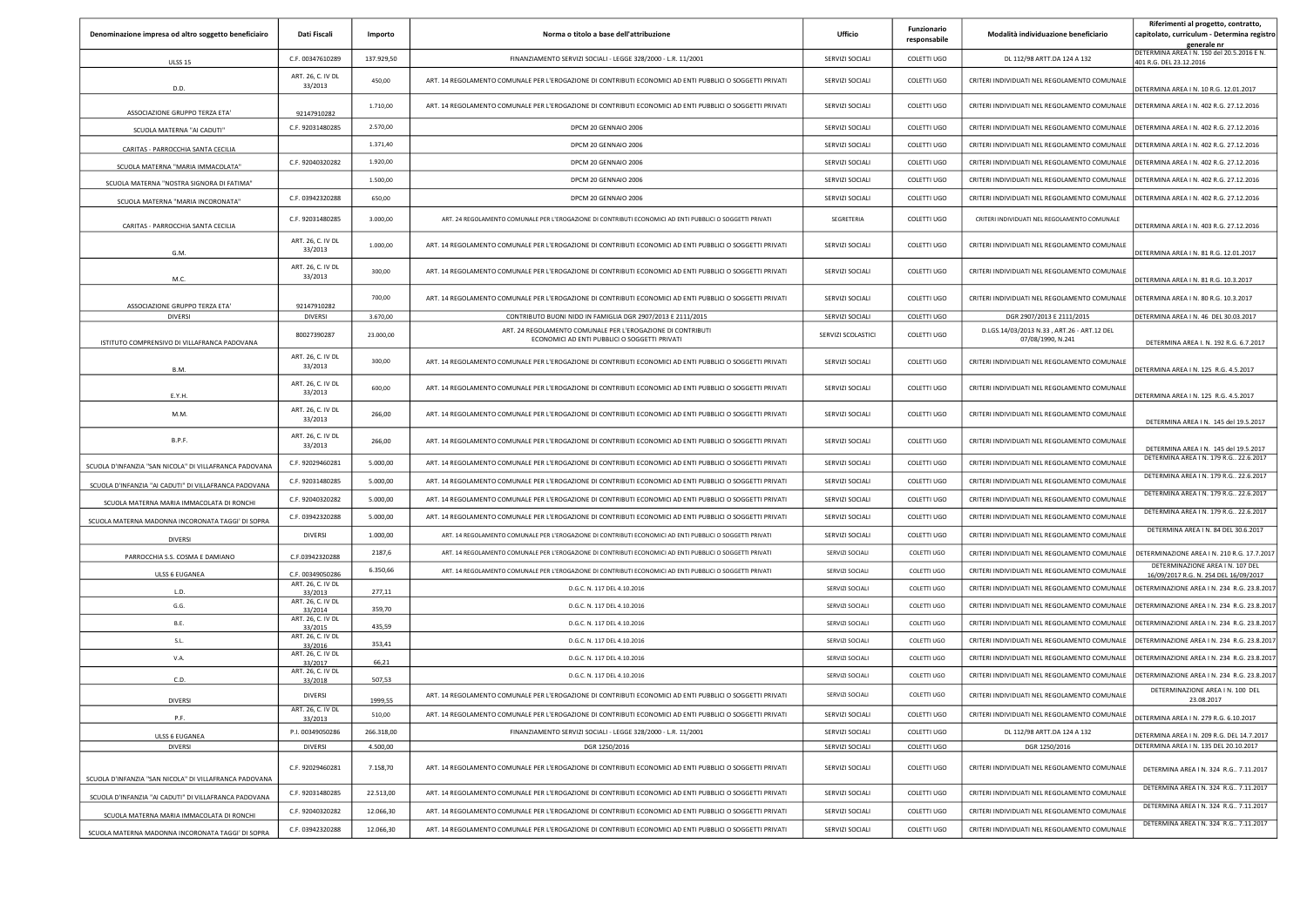| Denominazione impresa od altro soggetto beneficiairo | Dati Fiscali | Importo | Norma o titolo a base dell'attribuzione | Ufficio | Funzionario responsabile | Modalità individuazione beneficiario | Riferimenti al progetto, contratto, capitolato, curriculum - Determina registro generale nr |
|---|---|---|---|---|---|---|---|
| ULSS 15 | C.F. 00347610289 | 137.929,50 | FINANZIAMENTO SERVIZI SOCIALI - LEGGE 328/2000 - L.R. 11/2001 | SERVIZI SOCIALI | COLETTI UGO | DL 112/98 ARTT.DA 124 A 132 | DETERMINA AREA I N. 150 del 20.5.2016 E N. 401 R.G. DEL 23.12.2016 |
| D.D. | ART. 26, C. IV DL 33/2013 | 450,00 | ART. 14 REGOLAMENTO COMUNALE PER L'EROGAZIONE DI CONTRIBUTI ECONOMICI AD ENTI PUBBLICI O SOGGETTI PRIVATI | SERVIZI SOCIALI | COLETTI UGO | CRITERI INDIVIDUATI NEL REGOLAMENTO COMUNALE | DETERMINA AREA I N. 10 R.G. 12.01.2017 |
| ASSOCIAZIONE GRUPPO TERZA ETA' | 92147910282 | 1.710,00 | ART. 14 REGOLAMENTO COMUNALE PER L'EROGAZIONE DI CONTRIBUTI ECONOMICI AD ENTI PUBBLICI O SOGGETTI PRIVATI | SERVIZI SOCIALI | COLETTI UGO | CRITERI INDIVIDUATI NEL REGOLAMENTO COMUNALE | DETERMINA AREA I N. 402 R.G. 27.12.2016 |
| SCUOLA MATERNA "AI CADUTI" | C.F. 92031480285 | 2.570,00 | DPCM 20 GENNAIO 2006 | SERVIZI SOCIALI | COLETTI UGO | CRITERI INDIVIDUATI NEL REGOLAMENTO COMUNALE | DETERMINA AREA I N. 402 R.G. 27.12.2016 |
| CARITAS - PARROCCHIA SANTA CECILIA | | 1.371,40 | DPCM 20 GENNAIO 2006 | SERVIZI SOCIALI | COLETTI UGO | CRITERI INDIVIDUATI NEL REGOLAMENTO COMUNALE | DETERMINA AREA I N. 402 R.G. 27.12.2016 |
| SCUOLA MATERNA "MARIA IMMACOLATA" | C.F. 92040320282 | 1.920,00 | DPCM 20 GENNAIO 2006 | SERVIZI SOCIALI | COLETTI UGO | CRITERI INDIVIDUATI NEL REGOLAMENTO COMUNALE | DETERMINA AREA I N. 402 R.G. 27.12.2016 |
| SCUOLA MATERNA "NOSTRA SIGNORA DI FATIMA" | | 1.500,00 | DPCM 20 GENNAIO 2006 | SERVIZI SOCIALI | COLETTI UGO | CRITERI INDIVIDUATI NEL REGOLAMENTO COMUNALE | DETERMINA AREA I N. 402 R.G. 27.12.2016 |
| SCUOLA MATERNA "MARIA INCORONATA" | C.F. 03942320288 | 650,00 | DPCM 20 GENNAIO 2006 | SERVIZI SOCIALI | COLETTI UGO | CRITERI INDIVIDUATI NEL REGOLAMENTO COMUNALE | DETERMINA AREA I N. 402 R.G. 27.12.2016 |
| CARITAS - PARROCCHIA SANTA CECILIA | C.F. 92031480285 | 3.000,00 | ART. 24 REGOLAMENTO COMUNALE PER L'EROGAZIONE DI CONTRIBUTI ECONOMICI AD ENTI PUBBLICI O SOGGETTI PRIVATI | SEGRETERIA | COLETTI UGO | CRITERI INDIVIDUATI NEL REGOLAMENTO COMUNALE | DETERMINA AREA I N. 403 R.G. 27.12.2016 |
| G.M. | ART. 26, C. IV DL 33/2013 | 1.000,00 | ART. 14 REGOLAMENTO COMUNALE PER L'EROGAZIONE DI CONTRIBUTI ECONOMICI AD ENTI PUBBLICI O SOGGETTI PRIVATI | SERVIZI SOCIALI | COLETTI UGO | CRITERI INDIVIDUATI NEL REGOLAMENTO COMUNALE | DETERMINA AREA I N. 81 R.G. 12.01.2017 |
| M.C. | ART. 26, C. IV DL 33/2013 | 300,00 | ART. 14 REGOLAMENTO COMUNALE PER L'EROGAZIONE DI CONTRIBUTI ECONOMICI AD ENTI PUBBLICI O SOGGETTI PRIVATI | SERVIZI SOCIALI | COLETTI UGO | CRITERI INDIVIDUATI NEL REGOLAMENTO COMUNALE | DETERMINA AREA I N. 81 R.G. 10.3.2017 |
| ASSOCIAZIONE GRUPPO TERZA ETA' | 92147910282 | 700,00 | ART. 14 REGOLAMENTO COMUNALE PER L'EROGAZIONE DI CONTRIBUTI ECONOMICI AD ENTI PUBBLICI O SOGGETTI PRIVATI | SERVIZI SOCIALI | COLETTI UGO | CRITERI INDIVIDUATI NEL REGOLAMENTO COMUNALE | DETERMINA AREA I N. 80 R.G. 10.3.2017 |
| DIVERSI | DIVERSI | 3.670,00 | CONTRIBUTO BUONI NIDO IN FAMIGLIA DGR 2907/2013 E 2111/2015 | SERVIZI SOCIALI | COLETTI UGO | DGR 2907/2013 E 2111/2015 | DETERMINA AREA I N. 46 DEL 30.03.2017 |
| ISTITUTO COMPRENSIVO DI VILLAFRANCA PADOVANA | 80027390287 | 23.000,00 | ART. 24 REGOLAMENTO COMUNALE PER L'EROGAZIONE DI CONTRIBUTI ECONOMICI AD ENTI PUBBLICI O SOGGETTI PRIVATI | SERVIZI SCOLASTICI | COLETTI UGO | D.LGS.14/03/2013 N.33 , ART.26 - ART.12 DEL 07/08/1990, N.241 | DETERMINA AREA I. N. 192 R.G. 6.7.2017 |
| B.M. | ART. 26, C. IV DL 33/2013 | 300,00 | ART. 14 REGOLAMENTO COMUNALE PER L'EROGAZIONE DI CONTRIBUTI ECONOMICI AD ENTI PUBBLICI O SOGGETTI PRIVATI | SERVIZI SOCIALI | COLETTI UGO | CRITERI INDIVIDUATI NEL REGOLAMENTO COMUNALE | DETERMINA AREA I N. 125 R.G. 4.5.2017 |
| E.Y.H. | ART. 26, C. IV DL 33/2013 | 600,00 | ART. 14 REGOLAMENTO COMUNALE PER L'EROGAZIONE DI CONTRIBUTI ECONOMICI AD ENTI PUBBLICI O SOGGETTI PRIVATI | SERVIZI SOCIALI | COLETTI UGO | CRITERI INDIVIDUATI NEL REGOLAMENTO COMUNALE | DETERMINA AREA I N. 125 R.G. 4.5.2017 |
| M.M. | ART. 26, C. IV DL 33/2013 | 266,00 | ART. 14 REGOLAMENTO COMUNALE PER L'EROGAZIONE DI CONTRIBUTI ECONOMICI AD ENTI PUBBLICI O SOGGETTI PRIVATI | SERVIZI SOCIALI | COLETTI UGO | CRITERI INDIVIDUATI NEL REGOLAMENTO COMUNALE | DETERMINA AREA I N. 145 del 19.5.2017 |
| B.P.F. | ART. 26, C. IV DL 33/2013 | 266,00 | ART. 14 REGOLAMENTO COMUNALE PER L'EROGAZIONE DI CONTRIBUTI ECONOMICI AD ENTI PUBBLICI O SOGGETTI PRIVATI | SERVIZI SOCIALI | COLETTI UGO | CRITERI INDIVIDUATI NEL REGOLAMENTO COMUNALE | DETERMINA AREA I N. 145 del 19.5.2017 |
| SCUOLA D'INFANZIA "SAN NICOLA" DI VILLAFRANCA PADOVANA | C.F. 92029460281 | 5.000,00 | ART. 14 REGOLAMENTO COMUNALE PER L'EROGAZIONE DI CONTRIBUTI ECONOMICI AD ENTI PUBBLICI O SOGGETTI PRIVATI | SERVIZI SOCIALI | COLETTI UGO | CRITERI INDIVIDUATI NEL REGOLAMENTO COMUNALE | DETERMINA AREA I N. 179 R.G.. 22.6.2017 |
| SCUOLA D'INFANZIA "AI CADUTI" DI VILLAFRANCA PADOVANA | C.F. 92031480285 | 5.000,00 | ART. 14 REGOLAMENTO COMUNALE PER L'EROGAZIONE DI CONTRIBUTI ECONOMICI AD ENTI PUBBLICI O SOGGETTI PRIVATI | SERVIZI SOCIALI | COLETTI UGO | CRITERI INDIVIDUATI NEL REGOLAMENTO COMUNALE | DETERMINA AREA I N. 179 R.G.. 22.6.2017 |
| SCUOLA MATERNA MARIA IMMACOLATA DI RONCHI | C.F. 92040320282 | 5.000,00 | ART. 14 REGOLAMENTO COMUNALE PER L'EROGAZIONE DI CONTRIBUTI ECONOMICI AD ENTI PUBBLICI O SOGGETTI PRIVATI | SERVIZI SOCIALI | COLETTI UGO | CRITERI INDIVIDUATI NEL REGOLAMENTO COMUNALE | DETERMINA AREA I N. 179 R.G.. 22.6.2017 |
| SCUOLA MATERNA MADONNA INCORONATA TAGGI' DI SOPRA | C.F. 03942320288 | 5.000,00 | ART. 14 REGOLAMENTO COMUNALE PER L'EROGAZIONE DI CONTRIBUTI ECONOMICI AD ENTI PUBBLICI O SOGGETTI PRIVATI | SERVIZI SOCIALI | COLETTI UGO | CRITERI INDIVIDUATI NEL REGOLAMENTO COMUNALE | DETERMINA AREA I N. 179 R.G.. 22.6.2017 |
| DIVERSI | DIVERSI | 1.000,00 | ART. 14 REGOLAMENTO COMUNALE PER L'EROGAZIONE DI CONTRIBUTI ECONOMICI AD ENTI PUBBLICI O SOGGETTI PRIVATI | SERVIZI SOCIALI | COLETTI UGO | CRITERI INDIVIDUATI NEL REGOLAMENTO COMUNALE | DETERMINA AREA I N. 84 DEL 30.6.2017 |
| PARROCCHIA S.S. COSMA E DAMIANO | C.F.03942320288 | 2187,6 | ART. 14 REGOLAMENTO COMUNALE PER L'EROGAZIONE DI CONTRIBUTI ECONOMICI AD ENTI PUBBLICI O SOGGETTI PRIVATI | SERVIZI SOCIALI | COLETTI UGO | CRITERI INDIVIDUATI NEL REGOLAMENTO COMUNALE | DETERMINAZIONE AREA I N. 210 R.G. 17.7.2017 |
| ULSS 6 EUGANEA | C.F. 00349050286 | 6.350,66 | ART. 14 REGOLAMENTO COMUNALE PER L'EROGAZIONE DI CONTRIBUTI ECONOMICI AD ENTI PUBBLICI O SOGGETTI PRIVATI | SERVIZI SOCIALI | COLETTI UGO | CRITERI INDIVIDUATI NEL REGOLAMENTO COMUNALE | DETERMINAZIONE AREA I N. 107 DEL 16/09/2017 R.G. N. 254 DEL 16/09/2017 |
| L.D. | ART. 26, C. IV DL 33/2013 | 277,11 | D.G.C. N. 117 DEL 4.10.2016 | SERVIZI SOCIALI | COLETTI UGO | CRITERI INDIVIDUATI NEL REGOLAMENTO COMUNALE | DETERMINAZIONE AREA I N. 234 R.G. 23.8.2017 |
| G.G. | ART. 26, C. IV DL 33/2014 | 359,70 | D.G.C. N. 117 DEL 4.10.2016 | SERVIZI SOCIALI | COLETTI UGO | CRITERI INDIVIDUATI NEL REGOLAMENTO COMUNALE | DETERMINAZIONE AREA I N. 234 R.G. 23.8.2017 |
| B.E. | ART. 26, C. IV DL 33/2015 | 435,59 | D.G.C. N. 117 DEL 4.10.2016 | SERVIZI SOCIALI | COLETTI UGO | CRITERI INDIVIDUATI NEL REGOLAMENTO COMUNALE | DETERMINAZIONE AREA I N. 234 R.G. 23.8.2017 |
| S.L. | ART. 26, C. IV DL 33/2016 | 353,41 | D.G.C. N. 117 DEL 4.10.2016 | SERVIZI SOCIALI | COLETTI UGO | CRITERI INDIVIDUATI NEL REGOLAMENTO COMUNALE | DETERMINAZIONE AREA I N. 234 R.G. 23.8.2017 |
| V.A. | ART. 26, C. IV DL 33/2017 | 66,21 | D.G.C. N. 117 DEL 4.10.2016 | SERVIZI SOCIALI | COLETTI UGO | CRITERI INDIVIDUATI NEL REGOLAMENTO COMUNALE | DETERMINAZIONE AREA I N. 234 R.G. 23.8.2017 |
| C.D. | ART. 26, C. IV DL 33/2018 | 507,53 | D.G.C. N. 117 DEL 4.10.2016 | SERVIZI SOCIALI | COLETTI UGO | CRITERI INDIVIDUATI NEL REGOLAMENTO COMUNALE | DETERMINAZIONE AREA I N. 234 R.G. 23.8.2017 |
| DIVERSI | DIVERSI | 1999,55 | ART. 14 REGOLAMENTO COMUNALE PER L'EROGAZIONE DI CONTRIBUTI ECONOMICI AD ENTI PUBBLICI O SOGGETTI PRIVATI | SERVIZI SOCIALI | COLETTI UGO | CRITERI INDIVIDUATI NEL REGOLAMENTO COMUNALE | DETERMINAZIONE AREA I N. 100 DEL 23.08.2017 |
| P.F. | ART. 26, C. IV DL 33/2013 | 510,00 | ART. 14 REGOLAMENTO COMUNALE PER L'EROGAZIONE DI CONTRIBUTI ECONOMICI AD ENTI PUBBLICI O SOGGETTI PRIVATI | SERVIZI SOCIALI | COLETTI UGO | CRITERI INDIVIDUATI NEL REGOLAMENTO COMUNALE | DETERMINA AREA I N. 279 R.G. 6.10.2017 |
| ULSS 6 EUGANEA | P.I. 00349050286 | 266.318,00 | FINANZIAMENTO SERVIZI SOCIALI - LEGGE 328/2000 - L.R. 11/2001 | SERVIZI SOCIALI | COLETTI UGO | DL 112/98 ARTT.DA 124 A 132 | DETERMINA AREA I N. 209 R.G. DEL 14.7.2017 |
| DIVERSI | DIVERSI | 4.500,00 | DGR 1250/2016 | SERVIZI SOCIALI | COLETTI UGO | DGR 1250/2016 | DETERMINA AREA I N. 135 DEL 20.10.2017 |
| SCUOLA D'INFANZIA "SAN NICOLA" DI VILLAFRANCA PADOVANA | C.F. 92029460281 | 7.158,70 | ART. 14 REGOLAMENTO COMUNALE PER L'EROGAZIONE DI CONTRIBUTI ECONOMICI AD ENTI PUBBLICI O SOGGETTI PRIVATI | SERVIZI SOCIALI | COLETTI UGO | CRITERI INDIVIDUATI NEL REGOLAMENTO COMUNALE | DETERMINA AREA I N. 324 R.G.. 7.11.2017 |
| SCUOLA D'INFANZIA "AI CADUTI" DI VILLAFRANCA PADOVANA | C.F. 92031480285 | 22.513,00 | ART. 14 REGOLAMENTO COMUNALE PER L'EROGAZIONE DI CONTRIBUTI ECONOMICI AD ENTI PUBBLICI O SOGGETTI PRIVATI | SERVIZI SOCIALI | COLETTI UGO | CRITERI INDIVIDUATI NEL REGOLAMENTO COMUNALE | DETERMINA AREA I N. 324 R.G.. 7.11.2017 |
| SCUOLA MATERNA MARIA IMMACOLATA DI RONCHI | C.F. 92040320282 | 12.066,30 | ART. 14 REGOLAMENTO COMUNALE PER L'EROGAZIONE DI CONTRIBUTI ECONOMICI AD ENTI PUBBLICI O SOGGETTI PRIVATI | SERVIZI SOCIALI | COLETTI UGO | CRITERI INDIVIDUATI NEL REGOLAMENTO COMUNALE | DETERMINA AREA I N. 324 R.G.. 7.11.2017 |
| SCUOLA MATERNA MADONNA INCORONATA TAGGI' DI SOPRA | C.F. 03942320288 | 12.066,30 | ART. 14 REGOLAMENTO COMUNALE PER L'EROGAZIONE DI CONTRIBUTI ECONOMICI AD ENTI PUBBLICI O SOGGETTI PRIVATI | SERVIZI SOCIALI | COLETTI UGO | CRITERI INDIVIDUATI NEL REGOLAMENTO COMUNALE | DETERMINA AREA I N. 324 R.G.. 7.11.2017 |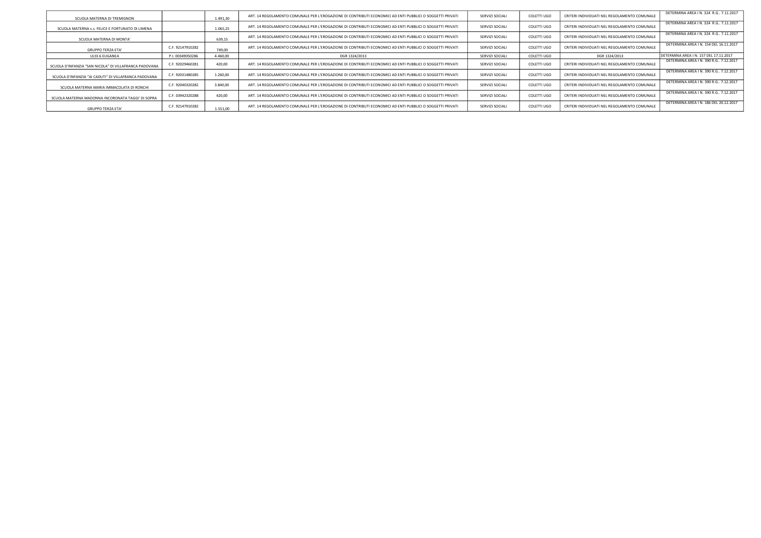| | | | | | | | |
|---|---|---|---|---|---|---|---|
| SCUOLA MATERNA DI TREMIGNON | | 1.491,30 | ART. 14 REGOLAMENTO COMUNALE PER L'EROGAZIONE DI CONTRIBUTI ECONOMICI AD ENTI PUBBLICI O SOGGETTI PRIVATI | SERVIZI SOCIALI | COLETTI UGO | CRITERI INDIVIDUATI NEL REGOLAMENTO COMUNALE | DETERMINA AREA I N. 324 R.G.. 7.11.2017 |
| SCUOLA MATERNA s.s. FELICE E FORTUNATO DI LIMENA | | 1.065,25 | ART. 14 REGOLAMENTO COMUNALE PER L'EROGAZIONE DI CONTRIBUTI ECONOMICI AD ENTI PUBBLICI O SOGGETTI PRIVATI | SERVIZI SOCIALI | COLETTI UGO | CRITERI INDIVIDUATI NEL REGOLAMENTO COMUNALE | DETERMINA AREA I N. 324 R.G.. 7.11.2017 |
| SCUOLA MATERNA DI MONTA' | | 639,15 | ART. 14 REGOLAMENTO COMUNALE PER L'EROGAZIONE DI CONTRIBUTI ECONOMICI AD ENTI PUBBLICI O SOGGETTI PRIVATI | SERVIZI SOCIALI | COLETTI UGO | CRITERI INDIVIDUATI NEL REGOLAMENTO COMUNALE | DETERMINA AREA I N. 324 R.G.. 7.11.2017 |
| GRUPPO TERZA ETA' | C.F. 92147910282 | 749,00 | ART. 14 REGOLAMENTO COMUNALE PER L'EROGAZIONE DI CONTRIBUTI ECONOMICI AD ENTI PUBBLICI O SOGGETTI PRIVATI | SERVIZI SOCIALI | COLETTI UGO | CRITERI INDIVIDUATI NEL REGOLAMENTO COMUNALE | DETERMINA AREA I N. 154 DEL 16.11.2017 |
| ULSS 6 EUGANEA | P.I. 00349050286 | 4.460,00 | DGR 1324/2013 | SERVIZI SOCIALI | COLETTI UGO | DGR 1324/2013 | DETERMINA AREA I N. 157 DEL 17.11.2017 |
| SCUOLA D'INFANZIA "SAN NICOLA" DI VILLAFRANCA PADOVANA | C.F. 92029460281 | 420,00 | ART. 14 REGOLAMENTO COMUNALE PER L'EROGAZIONE DI CONTRIBUTI ECONOMICI AD ENTI PUBBLICI O SOGGETTI PRIVATI | SERVIZI SOCIALI | COLETTI UGO | CRITERI INDIVIDUATI NEL REGOLAMENTO COMUNALE | DETERMINA AREA I N. 390 R.G.. 7.12.2017 |
| SCUOLA D'INFANZIA "AI CADUTI" DI VILLAFRANCA PADOVANA | C.F. 92031480285 | 1.260,00 | ART. 14 REGOLAMENTO COMUNALE PER L'EROGAZIONE DI CONTRIBUTI ECONOMICI AD ENTI PUBBLICI O SOGGETTI PRIVATI | SERVIZI SOCIALI | COLETTI UGO | CRITERI INDIVIDUATI NEL REGOLAMENTO COMUNALE | DETERMINA AREA I N. 390 R.G.. 7.12.2017 |
| SCUOLA MATERNA MARIA IMMACOLATA DI RONCHI | C.F. 92040320282 | 3.840,00 | ART. 14 REGOLAMENTO COMUNALE PER L'EROGAZIONE DI CONTRIBUTI ECONOMICI AD ENTI PUBBLICI O SOGGETTI PRIVATI | SERVIZI SOCIALI | COLETTI UGO | CRITERI INDIVIDUATI NEL REGOLAMENTO COMUNALE | DETERMINA AREA I N. 390 R.G.. 7.12.2017 |
| SCUOLA MATERNA MADONNA INCORONATA TAGGI' DI SOPRA | C.F. 03942320288 | 420,00 | ART. 14 REGOLAMENTO COMUNALE PER L'EROGAZIONE DI CONTRIBUTI ECONOMICI AD ENTI PUBBLICI O SOGGETTI PRIVATI | SERVIZI SOCIALI | COLETTI UGO | CRITERI INDIVIDUATI NEL REGOLAMENTO COMUNALE | DETERMINA AREA I N. 390 R.G.. 7.12.2017 |
| GRUPPO TERZA ETA' | C.F. 92147910282 | 1.551,00 | ART. 14 REGOLAMENTO COMUNALE PER L'EROGAZIONE DI CONTRIBUTI ECONOMICI AD ENTI PUBBLICI O SOGGETTI PRIVATI | SERVIZI SOCIALI | COLETTI UGO | CRITERI INDIVIDUATI NEL REGOLAMENTO COMUNALE | DETERMINA AREA I N. 186 DEL 20.12.2017 |